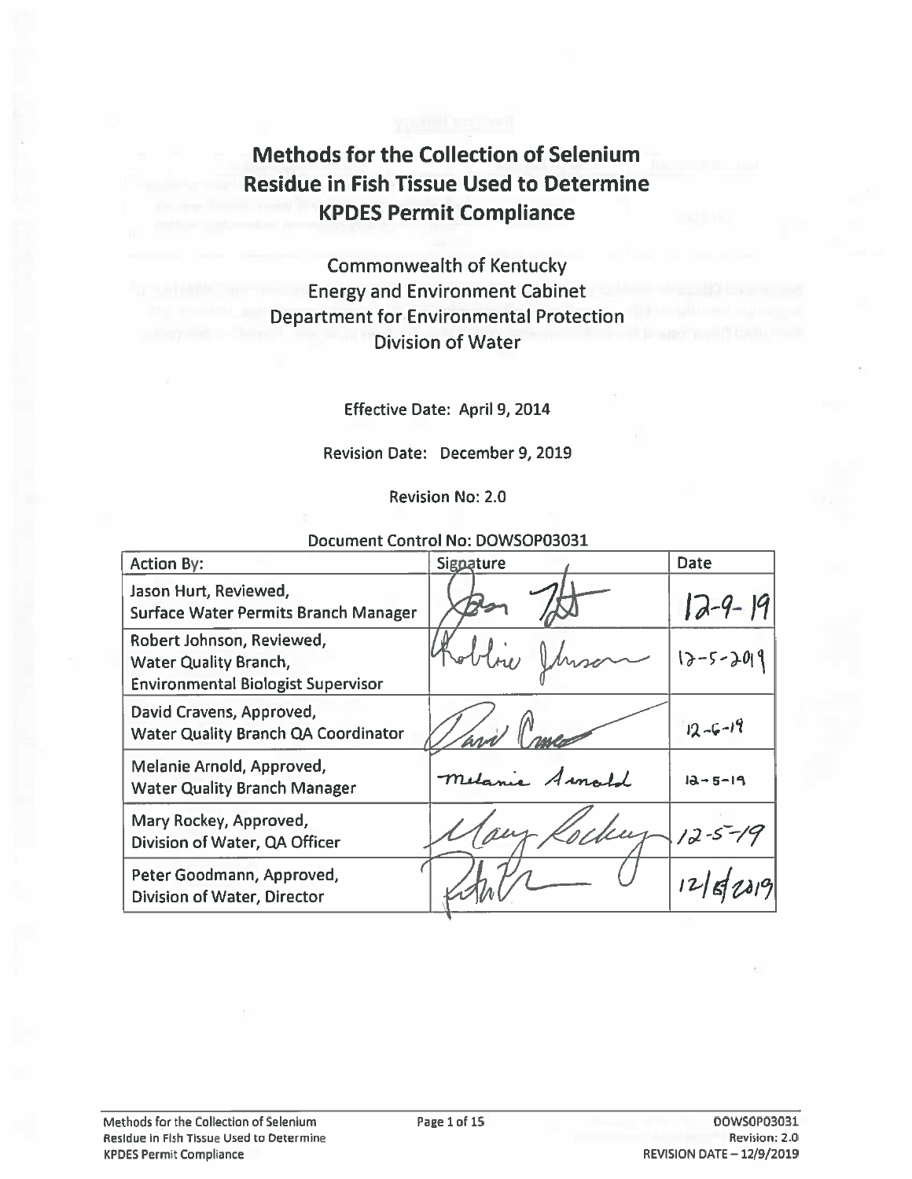# Methods for the Collection of Selenium Residue in Fish Tissue Used to Determine KPDES Permit Compliance

Commonwealth of Kentucky
Energy and Environment Cabinet
Department for Environmental Protection
Division of Water

Effective Date: April 9, 2014

Revision Date: December 9, 2019

Revision No: 2.0

Document Control No: DOWSOP03031

| Action By: | Signature | Date |
|---|---|---|
| Jason Hurt, Reviewed, Surface Water Permits Branch Manager | [signature] | 12-9-19 |
| Robert Johnson, Reviewed, Water Quality Branch, Environmental Biologist Supervisor | [signature] | 12-5-2019 |
| David Cravens, Approved, Water Quality Branch QA Coordinator | [signature] | 12-6-19 |
| Melanie Arnold, Approved, Water Quality Branch Manager | [signature] | 12-5-19 |
| Mary Rockey, Approved, Division of Water, QA Officer | [signature] | 12-5-19 |
| Peter Goodmann, Approved, Division of Water, Director | [signature] | 12/5/2019 |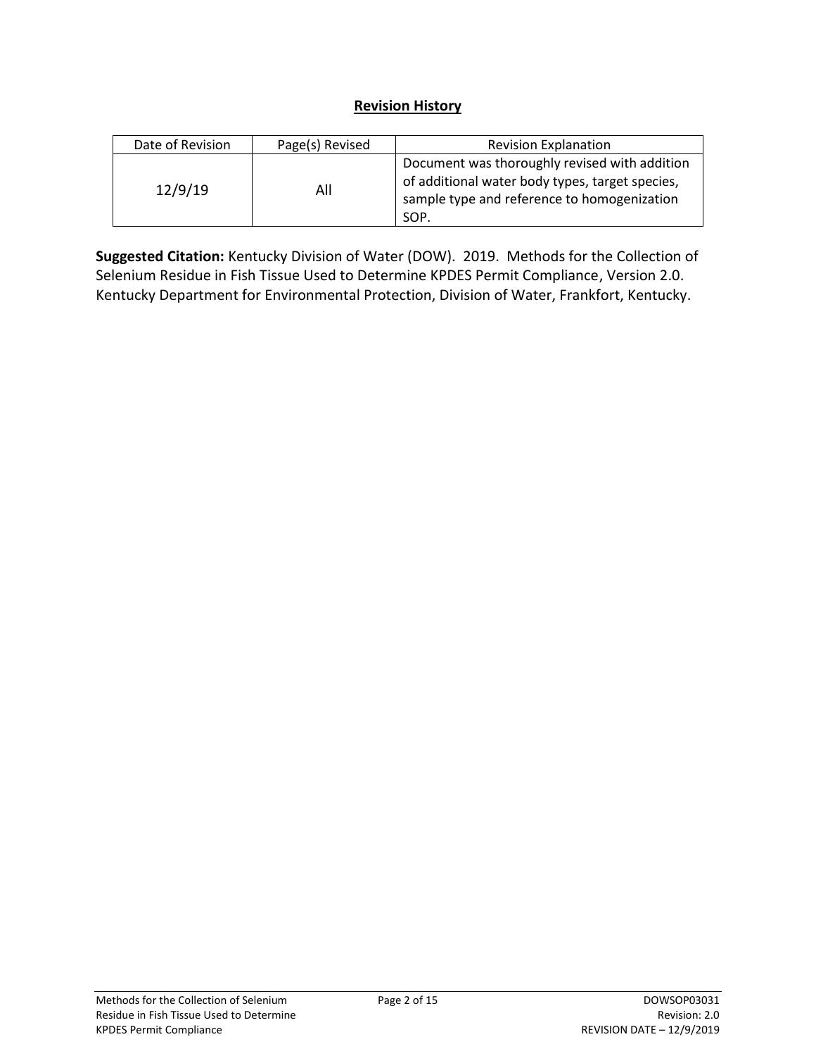## Revision History

| Date of Revision | Page(s) Revised | Revision Explanation |
| --- | --- | --- |
| 12/9/19 | All | Document was thoroughly revised with addition of additional water body types, target species, sample type and reference to homogenization SOP. |

**Suggested Citation:** Kentucky Division of Water (DOW). 2019. Methods for the Collection of Selenium Residue in Fish Tissue Used to Determine KPDES Permit Compliance, Version 2.0. Kentucky Department for Environmental Protection, Division of Water, Frankfort, Kentucky.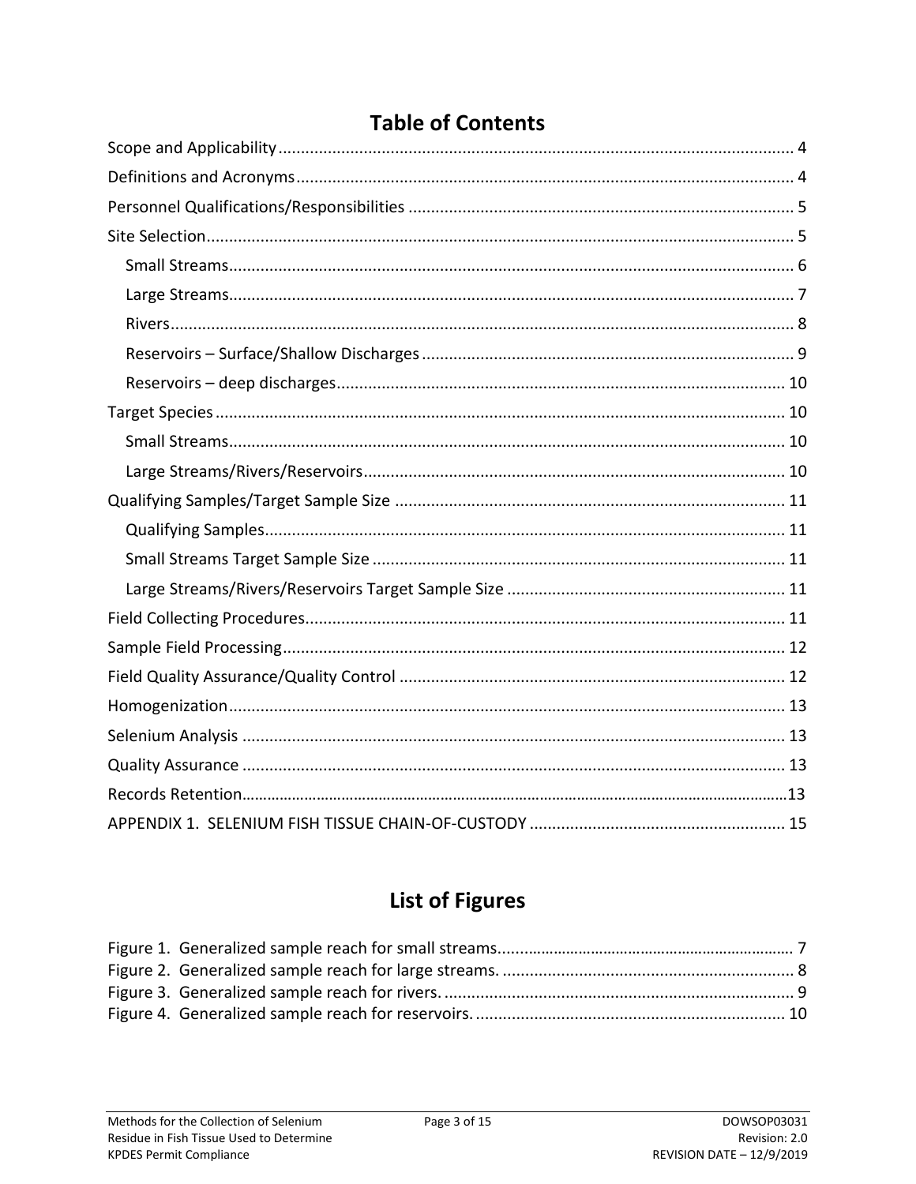# Table of Contents

Scope and Applicability ........................................................................................................ 4
Definitions and Acronyms ..................................................................................................... 4
Personnel Qualifications/Responsibilities ............................................................................ 5
Site Selection ........................................................................................................................ 5
    Small Streams .................................................................................................................. 6
    Large Streams .................................................................................................................. 7
    Rivers ............................................................................................................................... 8
    Reservoirs – Surface/Shallow Discharges ........................................................................ 9
    Reservoirs – deep discharges ......................................................................................... 10
Target Species .................................................................................................................... 10
    Small Streams ................................................................................................................ 10
    Large Streams/Rivers/Reservoirs ................................................................................... 10
Qualifying Samples/Target Sample Size ............................................................................. 11
    Qualifying Samples ......................................................................................................... 11
    Small Streams Target Sample Size ................................................................................. 11
    Large Streams/Rivers/Reservoirs Target Sample Size .................................................... 11
Field Collecting Procedures ................................................................................................ 11
Sample Field Processing ..................................................................................................... 12
Field Quality Assurance/Quality Control ............................................................................ 12
Homogenization .................................................................................................................. 13
Selenium Analysis ............................................................................................................... 13
Quality Assurance ............................................................................................................... 13
Records Retention ............................................................................................................... 13
APPENDIX 1. SELENIUM FISH TISSUE CHAIN-OF-CUSTODY ............................................... 15

# List of Figures

Figure 1. Generalized sample reach for small streams ......................................................... 7
Figure 2. Generalized sample reach for large streams. ........................................................ 8
Figure 3. Generalized sample reach for rivers. ..................................................................... 9
Figure 4. Generalized sample reach for reservoirs. ............................................................ 10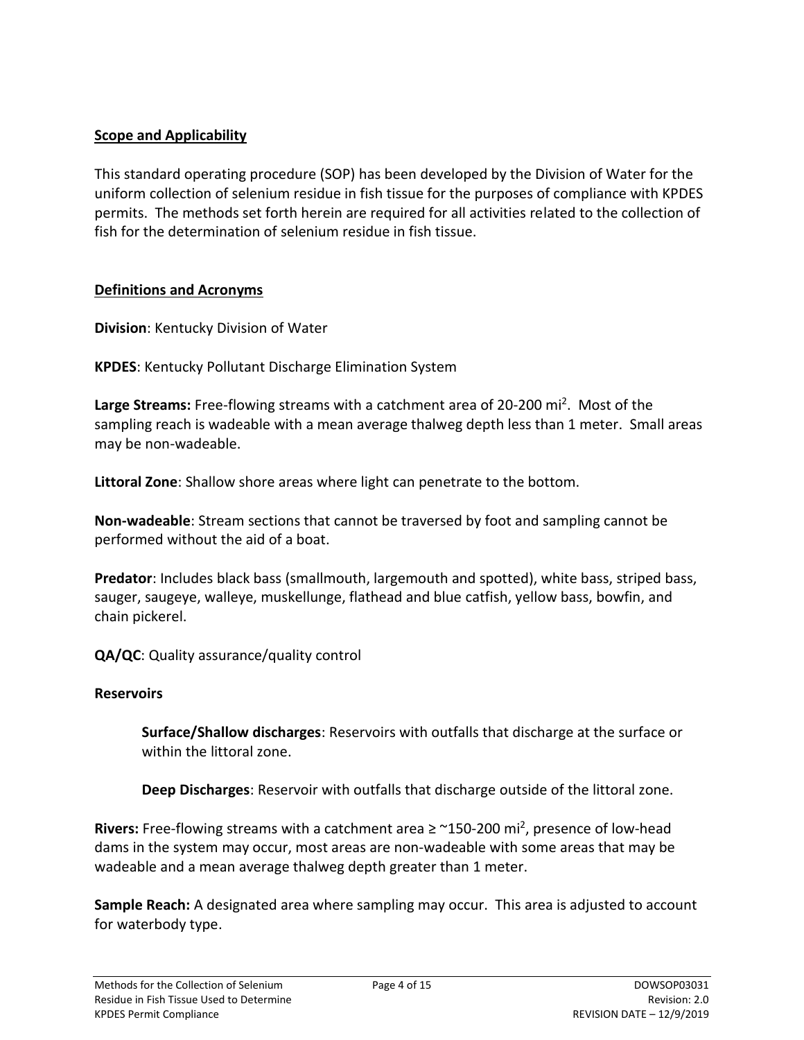## Scope and Applicability

This standard operating procedure (SOP) has been developed by the Division of Water for the uniform collection of selenium residue in fish tissue for the purposes of compliance with KPDES permits. The methods set forth herein are required for all activities related to the collection of fish for the determination of selenium residue in fish tissue.

## Definitions and Acronyms

**Division**: Kentucky Division of Water

**KPDES**: Kentucky Pollutant Discharge Elimination System

**Large Streams:** Free-flowing streams with a catchment area of 20-200 $mi^2$. Most of the sampling reach is wadeable with a mean average thalweg depth less than 1 meter. Small areas may be non-wadeable.

**Littoral Zone**: Shallow shore areas where light can penetrate to the bottom.

**Non-wadeable**: Stream sections that cannot be traversed by foot and sampling cannot be performed without the aid of a boat.

**Predator**: Includes black bass (smallmouth, largemouth and spotted), white bass, striped bass, sauger, saugeye, walleye, muskellunge, flathead and blue catfish, yellow bass, bowfin, and chain pickerel.

**QA/QC**: Quality assurance/quality control

**Reservoirs**

> **Surface/Shallow discharges**: Reservoirs with outfalls that discharge at the surface or within the littoral zone.
>
> **Deep Discharges**: Reservoir with outfalls that discharge outside of the littoral zone.

**Rivers:** Free-flowing streams with a catchment area ≥ ~150-200 $mi^2$, presence of low-head dams in the system may occur, most areas are non-wadeable with some areas that may be wadeable and a mean average thalweg depth greater than 1 meter.

**Sample Reach:** A designated area where sampling may occur. This area is adjusted to account for waterbody type.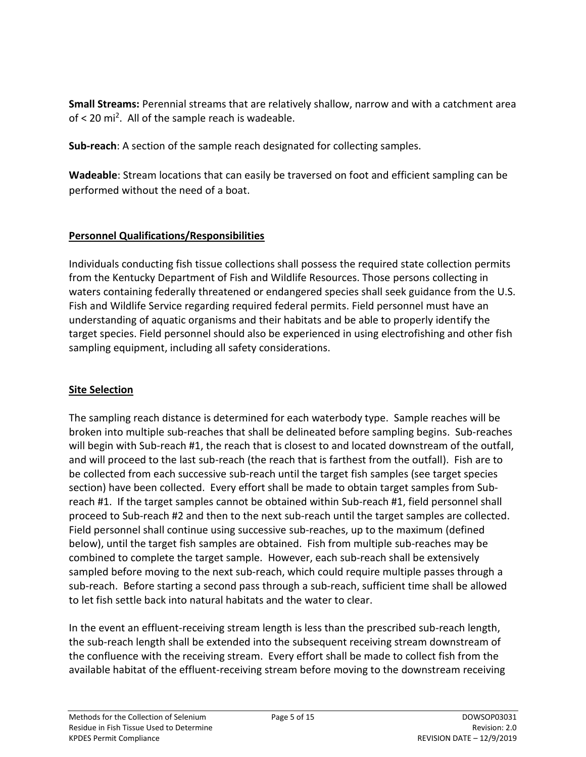**Small Streams:** Perennial streams that are relatively shallow, narrow and with a catchment area of < 20 $mi^2$. All of the sample reach is wadeable.

**Sub-reach**: A section of the sample reach designated for collecting samples.

**Wadeable**: Stream locations that can easily be traversed on foot and efficient sampling can be performed without the need of a boat.

## Personnel Qualifications/Responsibilities

Individuals conducting fish tissue collections shall possess the required state collection permits from the Kentucky Department of Fish and Wildlife Resources. Those persons collecting in waters containing federally threatened or endangered species shall seek guidance from the U.S. Fish and Wildlife Service regarding required federal permits. Field personnel must have an understanding of aquatic organisms and their habitats and be able to properly identify the target species. Field personnel should also be experienced in using electrofishing and other fish sampling equipment, including all safety considerations.

## Site Selection

The sampling reach distance is determined for each waterbody type. Sample reaches will be broken into multiple sub-reaches that shall be delineated before sampling begins. Sub-reaches will begin with Sub-reach #1, the reach that is closest to and located downstream of the outfall, and will proceed to the last sub-reach (the reach that is farthest from the outfall). Fish are to be collected from each successive sub-reach until the target fish samples (see target species section) have been collected. Every effort shall be made to obtain target samples from Sub-reach #1. If the target samples cannot be obtained within Sub-reach #1, field personnel shall proceed to Sub-reach #2 and then to the next sub-reach until the target samples are collected. Field personnel shall continue using successive sub-reaches, up to the maximum (defined below), until the target fish samples are obtained. Fish from multiple sub-reaches may be combined to complete the target sample. However, each sub-reach shall be extensively sampled before moving to the next sub-reach, which could require multiple passes through a sub-reach. Before starting a second pass through a sub-reach, sufficient time shall be allowed to let fish settle back into natural habitats and the water to clear.

In the event an effluent-receiving stream length is less than the prescribed sub-reach length, the sub-reach length shall be extended into the subsequent receiving stream downstream of the confluence with the receiving stream. Every effort shall be made to collect fish from the available habitat of the effluent-receiving stream before moving to the downstream receiving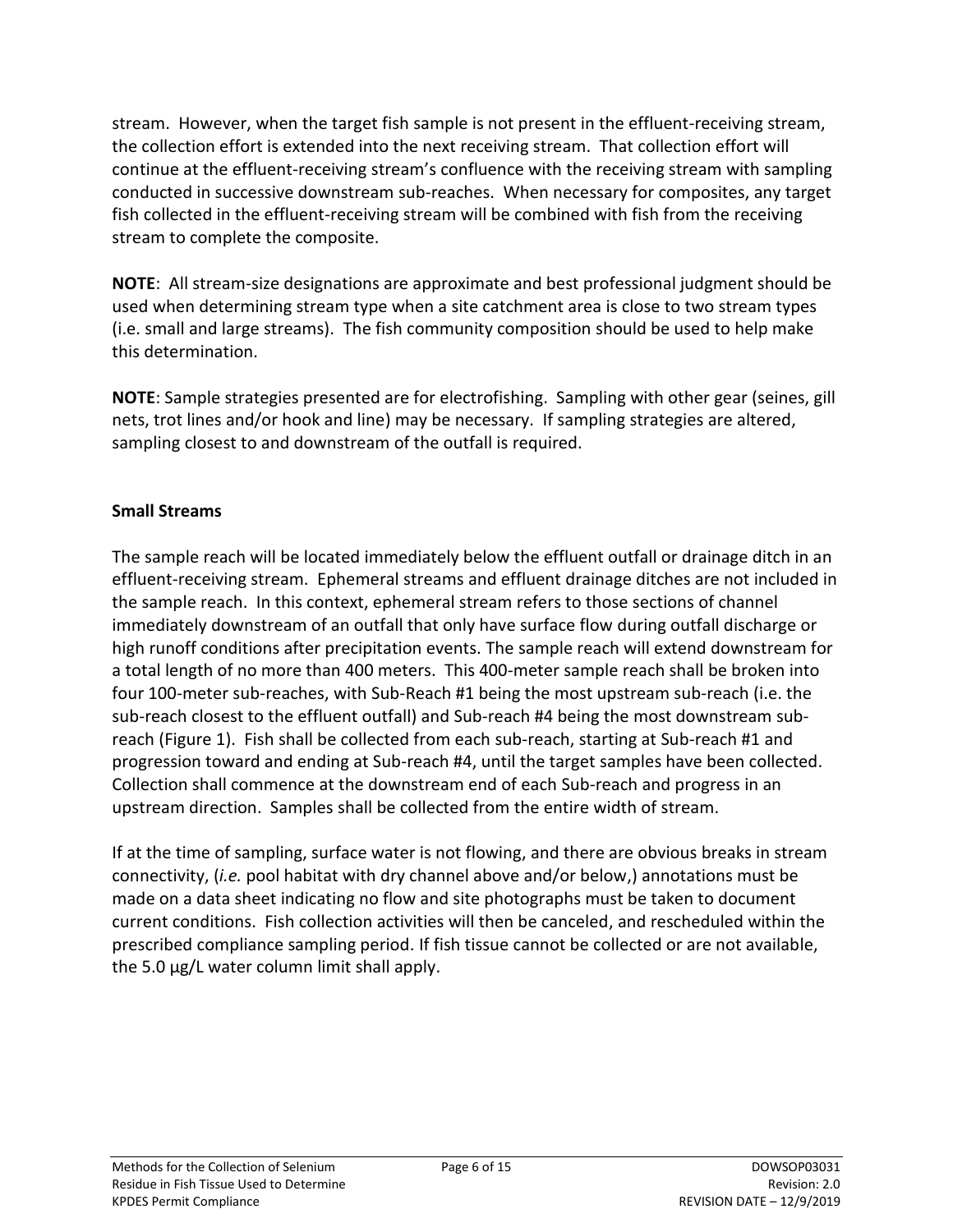stream. However, when the target fish sample is not present in the effluent-receiving stream, the collection effort is extended into the next receiving stream. That collection effort will continue at the effluent-receiving stream's confluence with the receiving stream with sampling conducted in successive downstream sub-reaches. When necessary for composites, any target fish collected in the effluent-receiving stream will be combined with fish from the receiving stream to complete the composite.

**NOTE**: All stream-size designations are approximate and best professional judgment should be used when determining stream type when a site catchment area is close to two stream types (i.e. small and large streams). The fish community composition should be used to help make this determination.

**NOTE**: Sample strategies presented are for electrofishing. Sampling with other gear (seines, gill nets, trot lines and/or hook and line) may be necessary. If sampling strategies are altered, sampling closest to and downstream of the outfall is required.

### Small Streams

The sample reach will be located immediately below the effluent outfall or drainage ditch in an effluent-receiving stream. Ephemeral streams and effluent drainage ditches are not included in the sample reach. In this context, ephemeral stream refers to those sections of channel immediately downstream of an outfall that only have surface flow during outfall discharge or high runoff conditions after precipitation events. The sample reach will extend downstream for a total length of no more than 400 meters. This 400-meter sample reach shall be broken into four 100-meter sub-reaches, with Sub-Reach #1 being the most upstream sub-reach (i.e. the sub-reach closest to the effluent outfall) and Sub-reach #4 being the most downstream sub-reach (Figure 1). Fish shall be collected from each sub-reach, starting at Sub-reach #1 and progression toward and ending at Sub-reach #4, until the target samples have been collected. Collection shall commence at the downstream end of each Sub-reach and progress in an upstream direction. Samples shall be collected from the entire width of stream.

If at the time of sampling, surface water is not flowing, and there are obvious breaks in stream connectivity, (*i.e.* pool habitat with dry channel above and/or below,) annotations must be made on a data sheet indicating no flow and site photographs must be taken to document current conditions. Fish collection activities will then be canceled, and rescheduled within the prescribed compliance sampling period. If fish tissue cannot be collected or are not available, the 5.0 µg/L water column limit shall apply.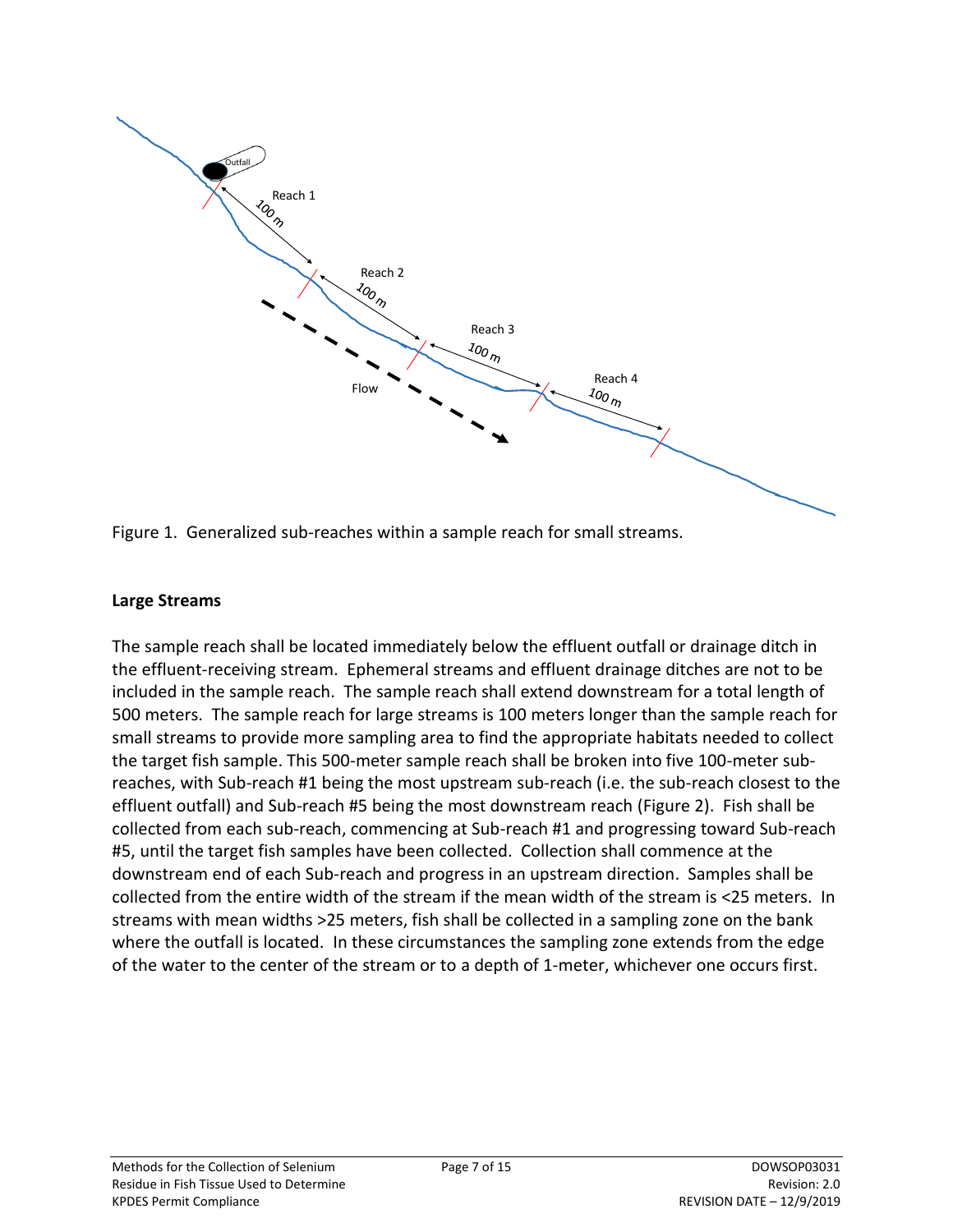Figure 1. Generalized sub-reaches within a sample reach for small streams.

**Large Streams**

The sample reach shall be located immediately below the effluent outfall or drainage ditch in the effluent-receiving stream. Ephemeral streams and effluent drainage ditches are not to be included in the sample reach. The sample reach shall extend downstream for a total length of 500 meters. The sample reach for large streams is 100 meters longer than the sample reach for small streams to provide more sampling area to find the appropriate habitats needed to collect the target fish sample. This 500-meter sample reach shall be broken into five 100-meter sub-reaches, with Sub-reach #1 being the most upstream sub-reach (i.e. the sub-reach closest to the effluent outfall) and Sub-reach #5 being the most downstream reach (Figure 2). Fish shall be collected from each sub-reach, commencing at Sub-reach #1 and progressing toward Sub-reach #5, until the target fish samples have been collected. Collection shall commence at the downstream end of each Sub-reach and progress in an upstream direction. Samples shall be collected from the entire width of the stream if the mean width of the stream is <25 meters. In streams with mean widths >25 meters, fish shall be collected in a sampling zone on the bank where the outfall is located. In these circumstances the sampling zone extends from the edge of the water to the center of the stream or to a depth of 1-meter, whichever one occurs first.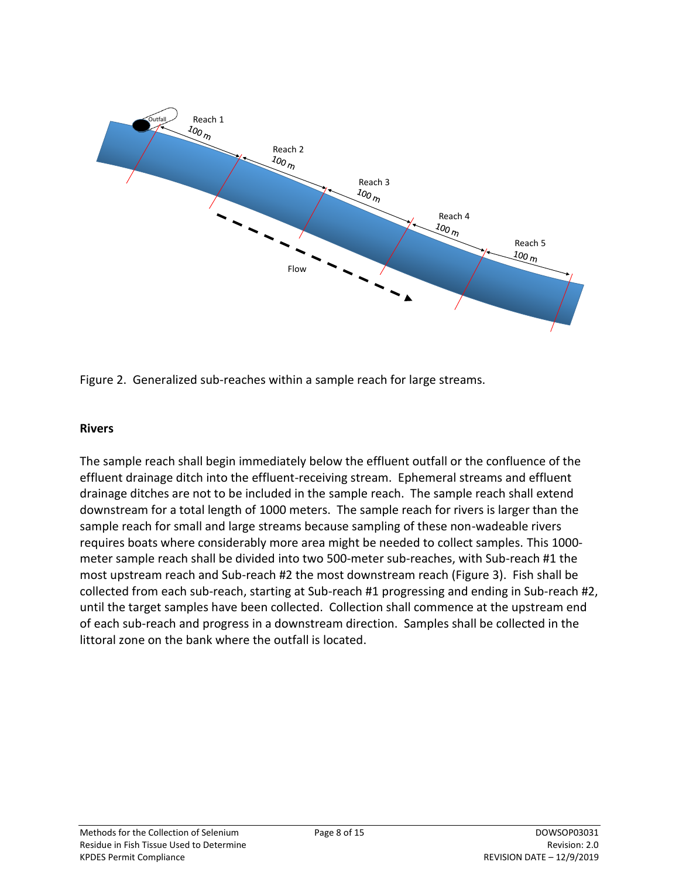Figure 2. Generalized sub-reaches within a sample reach for large streams.

## Rivers

The sample reach shall begin immediately below the effluent outfall or the confluence of the effluent drainage ditch into the effluent-receiving stream. Ephemeral streams and effluent drainage ditches are not to be included in the sample reach. The sample reach shall extend downstream for a total length of 1000 meters. The sample reach for rivers is larger than the sample reach for small and large streams because sampling of these non-wadeable rivers requires boats where considerably more area might be needed to collect samples. This 1000-meter sample reach shall be divided into two 500-meter sub-reaches, with Sub-reach #1 the most upstream reach and Sub-reach #2 the most downstream reach (Figure 3). Fish shall be collected from each sub-reach, starting at Sub-reach #1 progressing and ending in Sub-reach #2, until the target samples have been collected. Collection shall commence at the upstream end of each sub-reach and progress in a downstream direction. Samples shall be collected in the littoral zone on the bank where the outfall is located.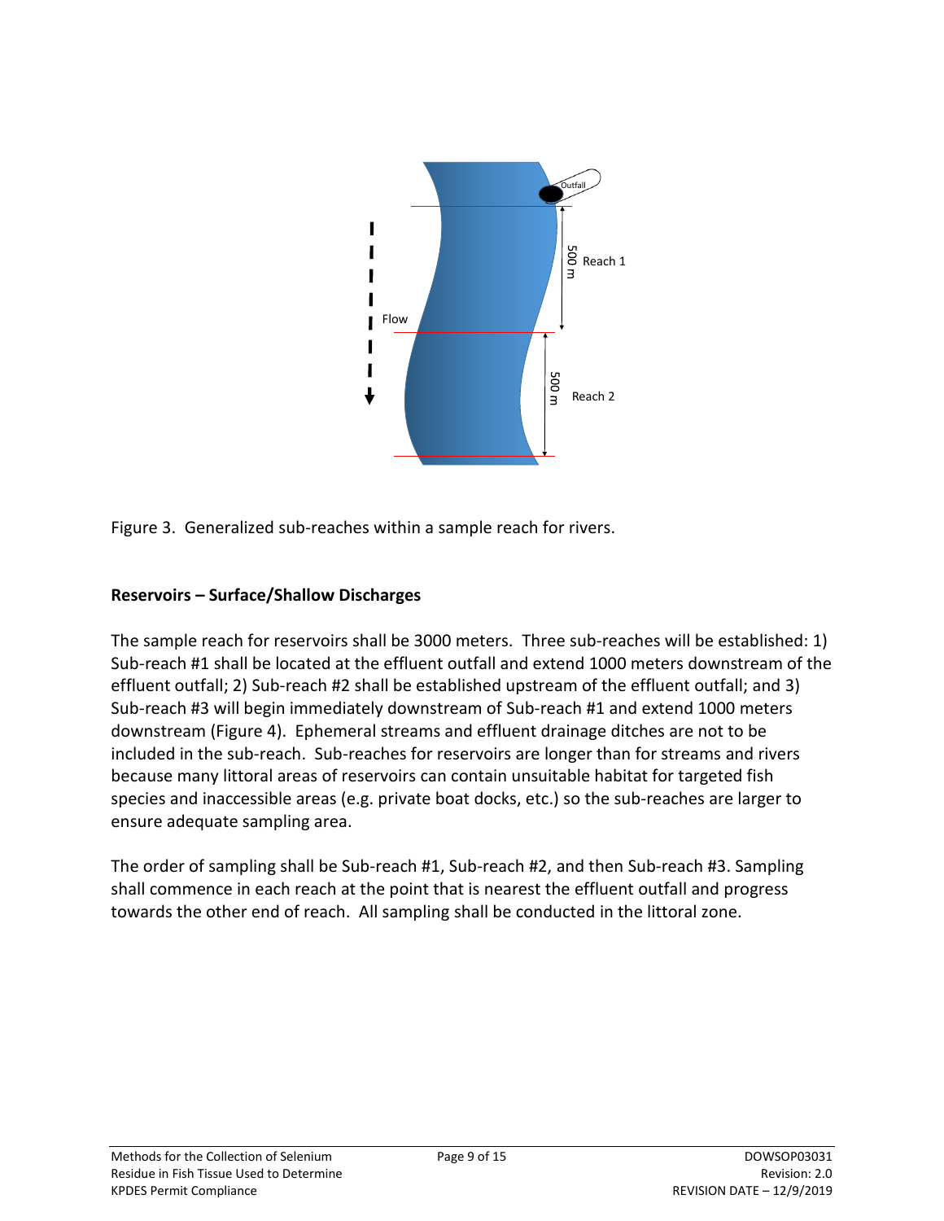Figure 3. Generalized sub-reaches within a sample reach for rivers.

**Reservoirs – Surface/Shallow Discharges**

The sample reach for reservoirs shall be 3000 meters. Three sub-reaches will be established: 1) Sub-reach #1 shall be located at the effluent outfall and extend 1000 meters downstream of the effluent outfall; 2) Sub-reach #2 shall be established upstream of the effluent outfall; and 3) Sub-reach #3 will begin immediately downstream of Sub-reach #1 and extend 1000 meters downstream (Figure 4). Ephemeral streams and effluent drainage ditches are not to be included in the sub-reach. Sub-reaches for reservoirs are longer than for streams and rivers because many littoral areas of reservoirs can contain unsuitable habitat for targeted fish species and inaccessible areas (e.g. private boat docks, etc.) so the sub-reaches are larger to ensure adequate sampling area.

The order of sampling shall be Sub-reach #1, Sub-reach #2, and then Sub-reach #3. Sampling shall commence in each reach at the point that is nearest the effluent outfall and progress towards the other end of reach. All sampling shall be conducted in the littoral zone.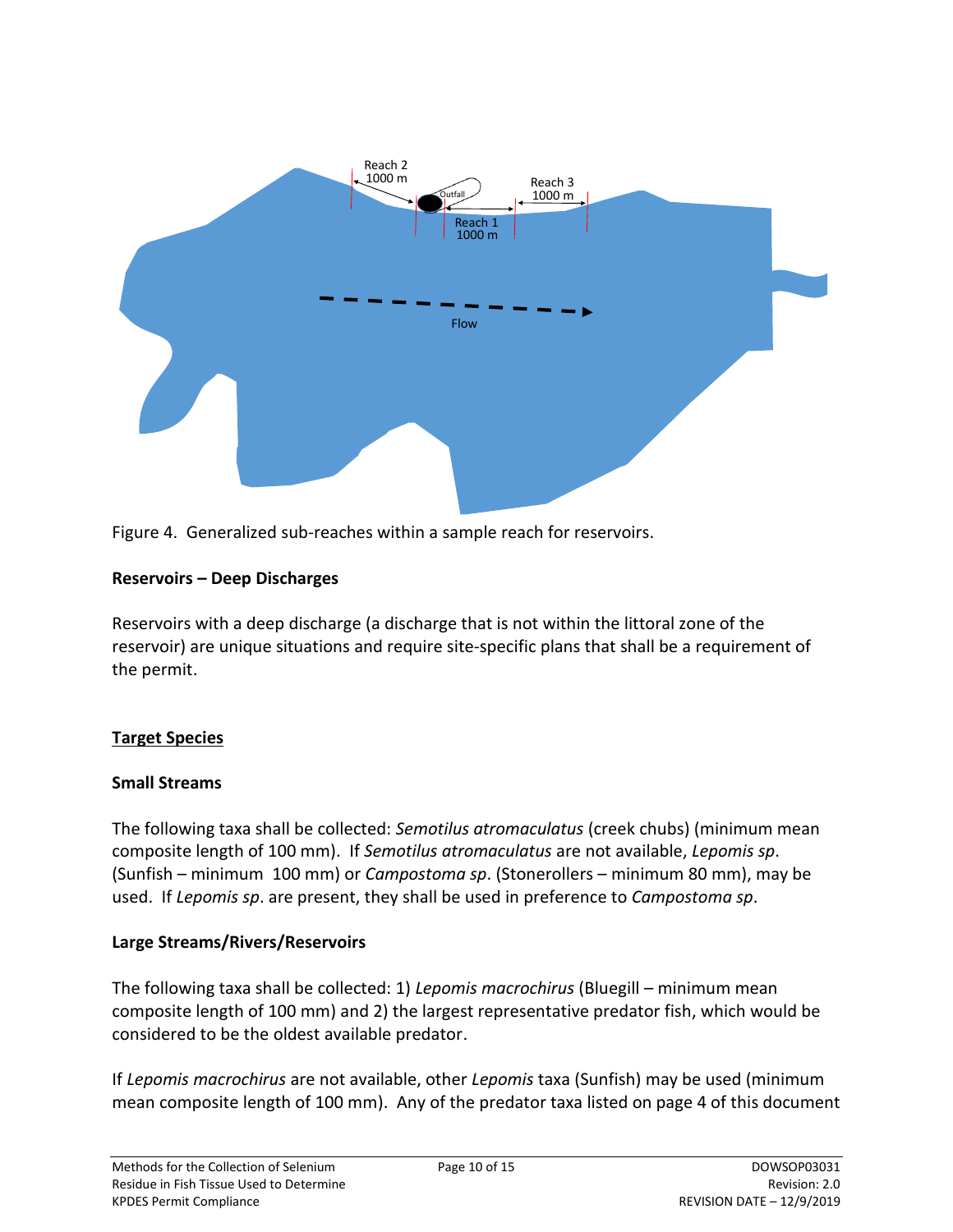Figure 4. Generalized sub-reaches within a sample reach for reservoirs.

**Reservoirs – Deep Discharges**

Reservoirs with a deep discharge (a discharge that is not within the littoral zone of the reservoir) are unique situations and require site-specific plans that shall be a requirement of the permit.

## Target Species

**Small Streams**

The following taxa shall be collected: *Semotilus atromaculatus* (creek chubs) (minimum mean composite length of 100 mm). If *Semotilus atromaculatus* are not available, *Lepomis sp*. (Sunfish – minimum 100 mm) or *Campostoma sp*. (Stonerollers – minimum 80 mm), may be used. If *Lepomis sp*. are present, they shall be used in preference to *Campostoma sp*.

**Large Streams/Rivers/Reservoirs**

The following taxa shall be collected: 1) *Lepomis macrochirus* (Bluegill – minimum mean composite length of 100 mm) and 2) the largest representative predator fish, which would be considered to be the oldest available predator.

If *Lepomis macrochirus* are not available, other *Lepomis* taxa (Sunfish) may be used (minimum mean composite length of 100 mm). Any of the predator taxa listed on page 4 of this document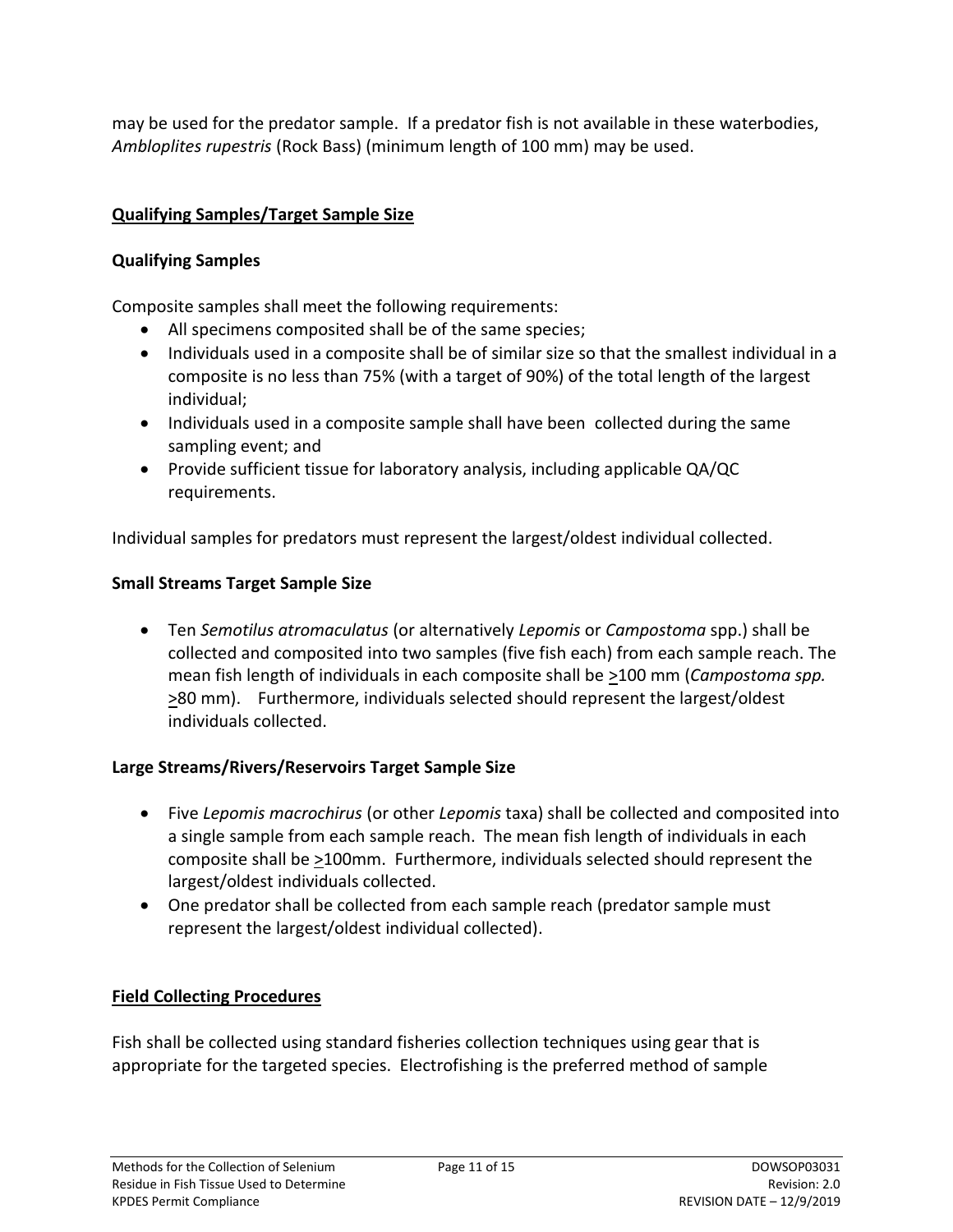may be used for the predator sample. If a predator fish is not available in these waterbodies, *Ambloplites rupestris* (Rock Bass) (minimum length of 100 mm) may be used.

## Qualifying Samples/Target Sample Size

### Qualifying Samples

Composite samples shall meet the following requirements:

- All specimens composited shall be of the same species;
- Individuals used in a composite shall be of similar size so that the smallest individual in a composite is no less than 75% (with a target of 90%) of the total length of the largest individual;
- Individuals used in a composite sample shall have been collected during the same sampling event; and
- Provide sufficient tissue for laboratory analysis, including applicable QA/QC requirements.

Individual samples for predators must represent the largest/oldest individual collected.

### Small Streams Target Sample Size

- Ten *Semotilus atromaculatus* (or alternatively *Lepomis* or *Campostoma* spp.) shall be collected and composited into two samples (five fish each) from each sample reach. The mean fish length of individuals in each composite shall be ≥100 mm (*Campostoma spp.* ≥80 mm). Furthermore, individuals selected should represent the largest/oldest individuals collected.

### Large Streams/Rivers/Reservoirs Target Sample Size

- Five *Lepomis macrochirus* (or other *Lepomis* taxa) shall be collected and composited into a single sample from each sample reach. The mean fish length of individuals in each composite shall be ≥100mm. Furthermore, individuals selected should represent the largest/oldest individuals collected.
- One predator shall be collected from each sample reach (predator sample must represent the largest/oldest individual collected).

## Field Collecting Procedures

Fish shall be collected using standard fisheries collection techniques using gear that is appropriate for the targeted species. Electrofishing is the preferred method of sample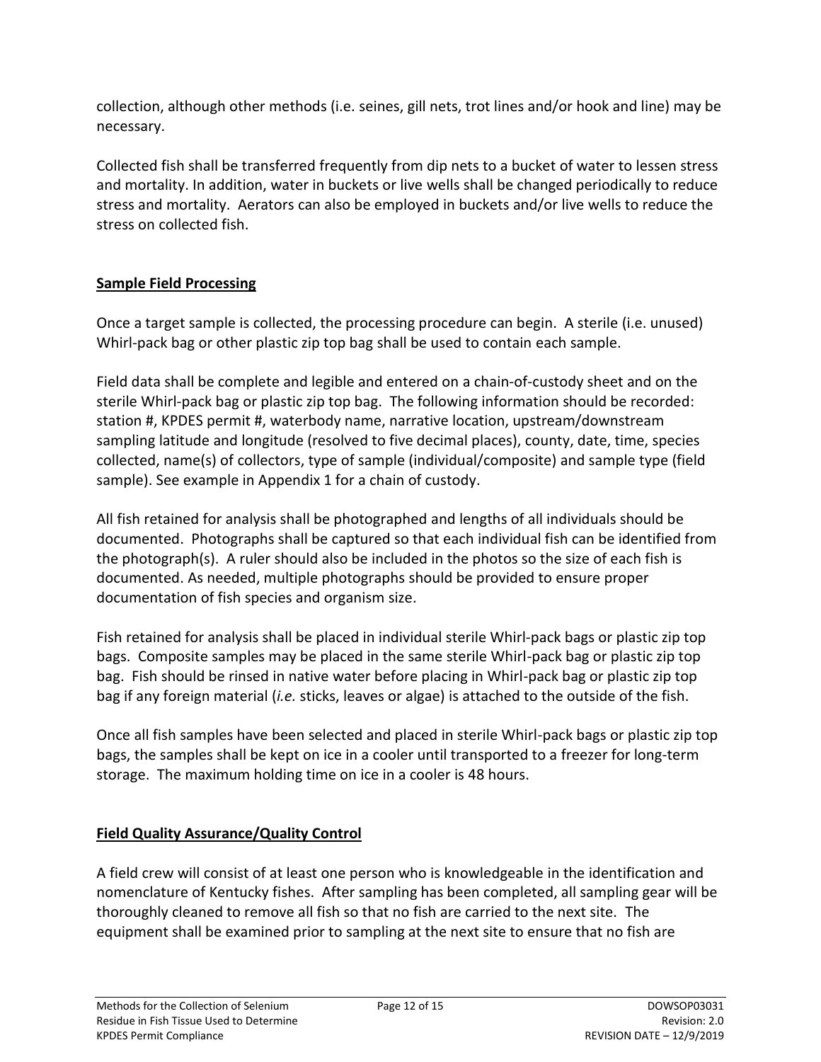collection, although other methods (i.e. seines, gill nets, trot lines and/or hook and line) may be necessary.

Collected fish shall be transferred frequently from dip nets to a bucket of water to lessen stress and mortality. In addition, water in buckets or live wells shall be changed periodically to reduce stress and mortality. Aerators can also be employed in buckets and/or live wells to reduce the stress on collected fish.

## **Sample Field Processing**

Once a target sample is collected, the processing procedure can begin. A sterile (i.e. unused) Whirl-pack bag or other plastic zip top bag shall be used to contain each sample.

Field data shall be complete and legible and entered on a chain-of-custody sheet and on the sterile Whirl-pack bag or plastic zip top bag. The following information should be recorded: station #, KPDES permit #, waterbody name, narrative location, upstream/downstream sampling latitude and longitude (resolved to five decimal places), county, date, time, species collected, name(s) of collectors, type of sample (individual/composite) and sample type (field sample). See example in Appendix 1 for a chain of custody.

All fish retained for analysis shall be photographed and lengths of all individuals should be documented. Photographs shall be captured so that each individual fish can be identified from the photograph(s). A ruler should also be included in the photos so the size of each fish is documented. As needed, multiple photographs should be provided to ensure proper documentation of fish species and organism size.

Fish retained for analysis shall be placed in individual sterile Whirl-pack bags or plastic zip top bags. Composite samples may be placed in the same sterile Whirl-pack bag or plastic zip top bag. Fish should be rinsed in native water before placing in Whirl-pack bag or plastic zip top bag if any foreign material (*i.e.* sticks, leaves or algae) is attached to the outside of the fish.

Once all fish samples have been selected and placed in sterile Whirl-pack bags or plastic zip top bags, the samples shall be kept on ice in a cooler until transported to a freezer for long-term storage. The maximum holding time on ice in a cooler is 48 hours.

## **Field Quality Assurance/Quality Control**

A field crew will consist of at least one person who is knowledgeable in the identification and nomenclature of Kentucky fishes. After sampling has been completed, all sampling gear will be thoroughly cleaned to remove all fish so that no fish are carried to the next site. The equipment shall be examined prior to sampling at the next site to ensure that no fish are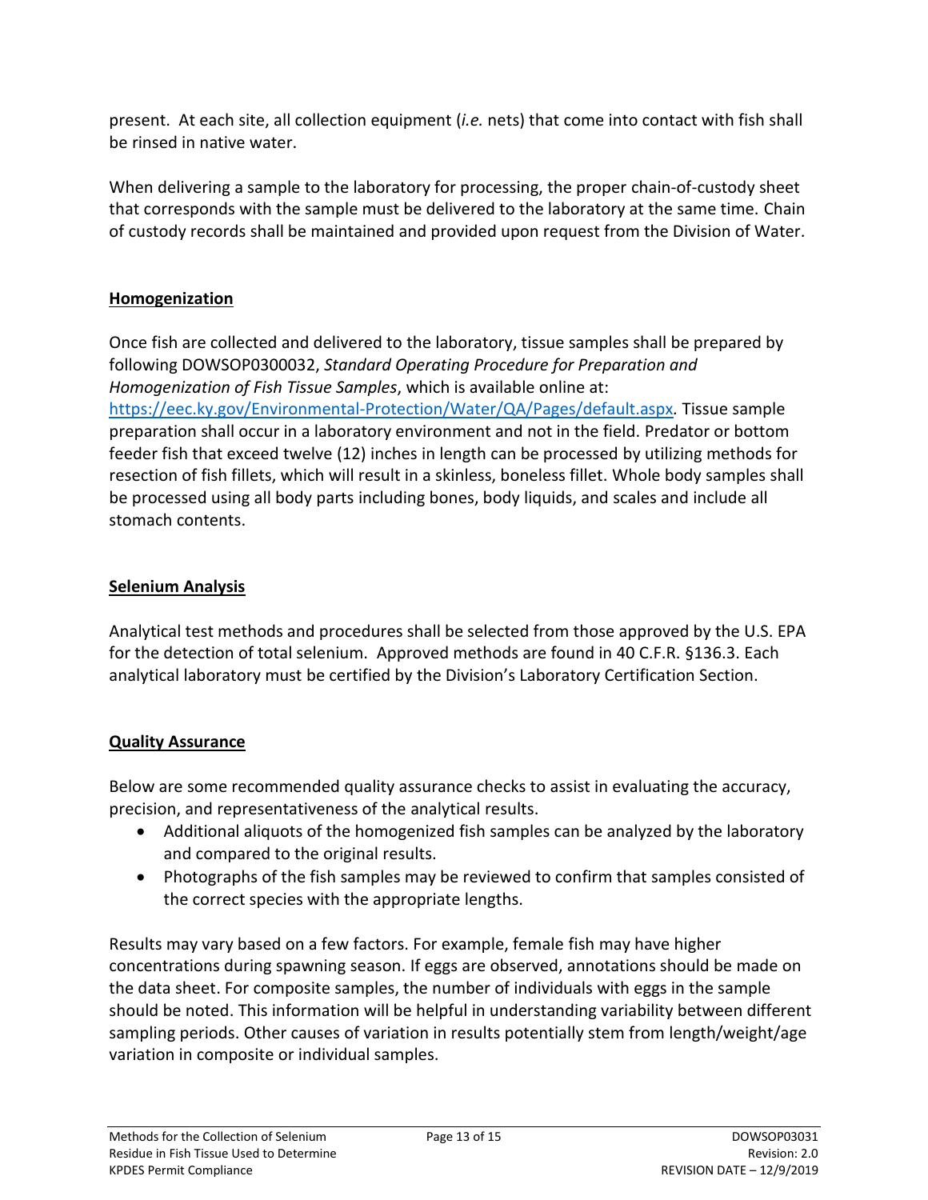present. At each site, all collection equipment (*i.e.* nets) that come into contact with fish shall be rinsed in native water.

When delivering a sample to the laboratory for processing, the proper chain-of-custody sheet that corresponds with the sample must be delivered to the laboratory at the same time. Chain of custody records shall be maintained and provided upon request from the Division of Water.

## Homogenization

Once fish are collected and delivered to the laboratory, tissue samples shall be prepared by following DOWSOP0300032, *Standard Operating Procedure for Preparation and Homogenization of Fish Tissue Samples*, which is available online at: [https://eec.ky.gov/Environmental-Protection/Water/QA/Pages/default.aspx](https://eec.ky.gov/Environmental-Protection/Water/QA/Pages/default.aspx). Tissue sample preparation shall occur in a laboratory environment and not in the field. Predator or bottom feeder fish that exceed twelve (12) inches in length can be processed by utilizing methods for resection of fish fillets, which will result in a skinless, boneless fillet. Whole body samples shall be processed using all body parts including bones, body liquids, and scales and include all stomach contents.

## Selenium Analysis

Analytical test methods and procedures shall be selected from those approved by the U.S. EPA for the detection of total selenium. Approved methods are found in 40 C.F.R. §136.3. Each analytical laboratory must be certified by the Division's Laboratory Certification Section.

## Quality Assurance

Below are some recommended quality assurance checks to assist in evaluating the accuracy, precision, and representativeness of the analytical results.

- Additional aliquots of the homogenized fish samples can be analyzed by the laboratory and compared to the original results.
- Photographs of the fish samples may be reviewed to confirm that samples consisted of the correct species with the appropriate lengths.

Results may vary based on a few factors. For example, female fish may have higher concentrations during spawning season. If eggs are observed, annotations should be made on the data sheet. For composite samples, the number of individuals with eggs in the sample should be noted. This information will be helpful in understanding variability between different sampling periods. Other causes of variation in results potentially stem from length/weight/age variation in composite or individual samples.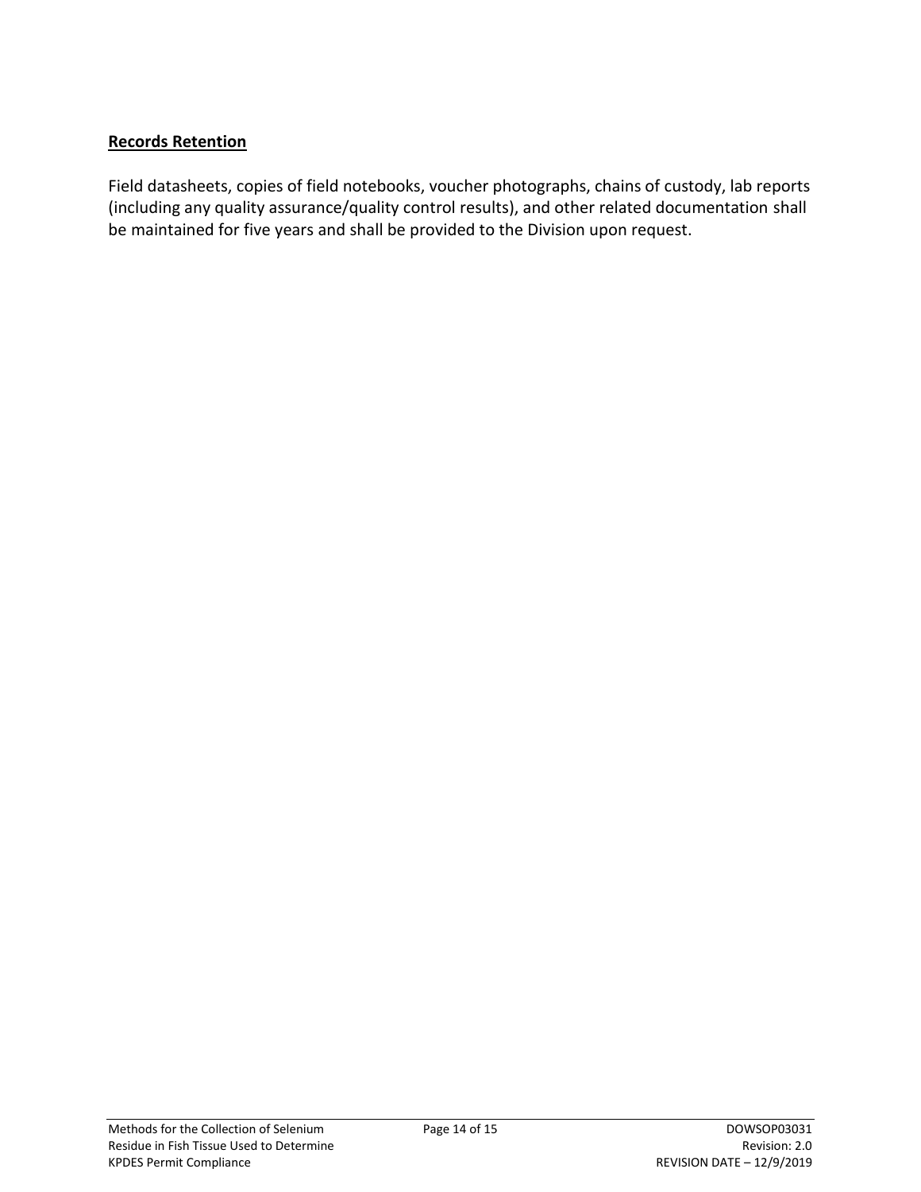## Records Retention

Field datasheets, copies of field notebooks, voucher photographs, chains of custody, lab reports (including any quality assurance/quality control results), and other related documentation shall be maintained for five years and shall be provided to the Division upon request.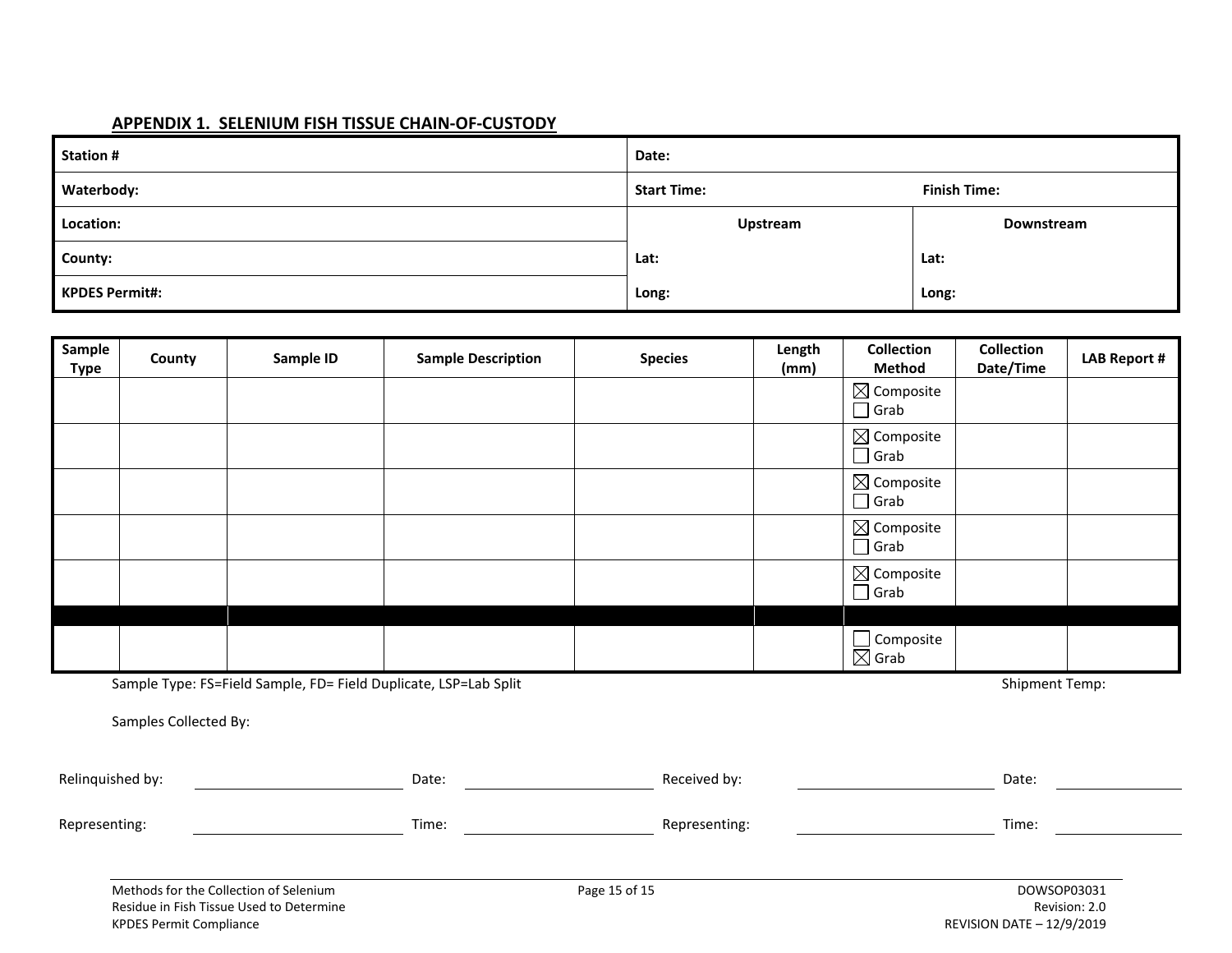## APPENDIX 1. SELENIUM FISH TISSUE CHAIN-OF-CUSTODY

| | | | |
|---|---|---|---|
| **Station #** | **Date:** | | |
| **Waterbody:** | **Start Time:** | **Finish Time:** | |
| **Location:** | **Upstream** | **Downstream** | |
| **County:** | **Lat:** | **Lat:** | |
| **KPDES Permit#:** | **Long:** | **Long:** | |

| Sample Type | County | Sample ID | Sample Description | Species | Length (mm) | Collection Method | Collection Date/Time | LAB Report # |
|---|---|---|---|---|---|---|---|---|
| | | | | | | ☒ Composite ☐ Grab | | |
| | | | | | | ☒ Composite ☐ Grab | | |
| | | | | | | ☒ Composite ☐ Grab | | |
| | | | | | | ☒ Composite ☐ Grab | | |
| | | | | | | ☒ Composite ☐ Grab | | |
| | | | | | | | | |
| | | | | | | ☐ Composite ☒ Grab | | |

Sample Type: FS=Field Sample, FD= Field Duplicate, LSP=Lab Split

Shipment Temp:

Samples Collected By:

Relinquished by: ____________ Date: ____________ Received by: ____________ Date: ____________

Representing: ____________ Time: ____________ Representing: ____________ Time: ____________